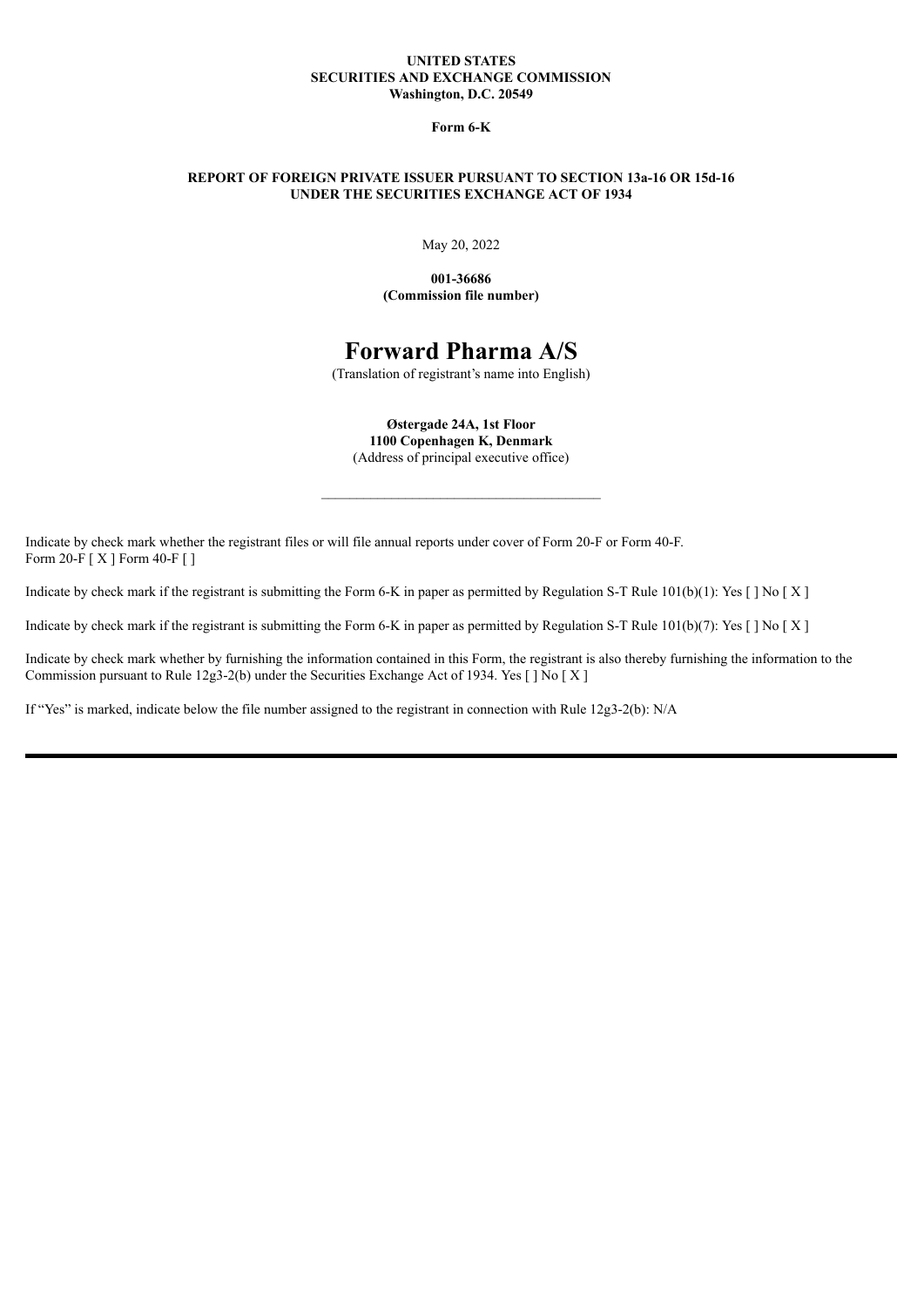**UNITED STATES**
**SECURITIES AND EXCHANGE COMMISSION**
**Washington, D.C. 20549**

**Form 6-K**

**REPORT OF FOREIGN PRIVATE ISSUER PURSUANT TO SECTION 13a-16 OR 15d-16**
**UNDER THE SECURITIES EXCHANGE ACT OF 1934**

May 20, 2022

**001-36686**
**(Commission file number)**

# Forward Pharma A/S

(Translation of registrant's name into English)

**Østergade 24A, 1st Floor**
**1100 Copenhagen K, Denmark**
(Address of principal executive office)

---

Indicate by check mark whether the registrant files or will file annual reports under cover of Form 20-F or Form 40-F.
Form 20-F [ X ] Form 40-F [ ]

Indicate by check mark if the registrant is submitting the Form 6-K in paper as permitted by Regulation S-T Rule 101(b)(1): Yes [ ] No [ X ]

Indicate by check mark if the registrant is submitting the Form 6-K in paper as permitted by Regulation S-T Rule 101(b)(7): Yes [ ] No [ X ]

Indicate by check mark whether by furnishing the information contained in this Form, the registrant is also thereby furnishing the information to the Commission pursuant to Rule 12g3-2(b) under the Securities Exchange Act of 1934. Yes [ ] No [ X ]

If "Yes" is marked, indicate below the file number assigned to the registrant in connection with Rule 12g3-2(b): N/A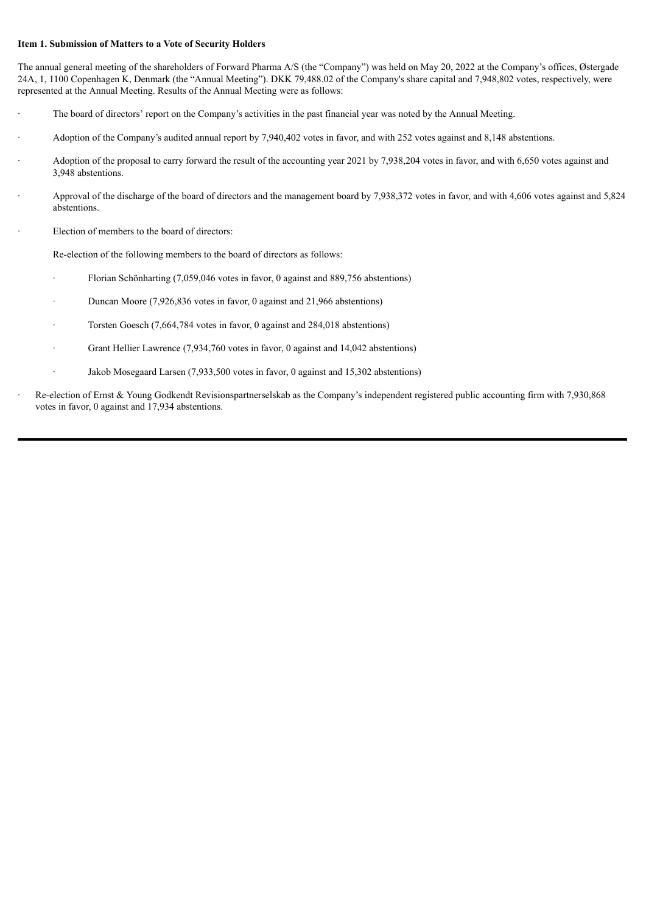**Item 1. Submission of Matters to a Vote of Security Holders**

The annual general meeting of the shareholders of Forward Pharma A/S (the "Company") was held on May 20, 2022 at the Company's offices, Østergade 24A, 1, 1100 Copenhagen K, Denmark (the "Annual Meeting"). DKK 79,488.02 of the Company's share capital and 7,948,802 votes, respectively, were represented at the Annual Meeting. Results of the Annual Meeting were as follows:

- The board of directors' report on the Company's activities in the past financial year was noted by the Annual Meeting.
- Adoption of the Company's audited annual report by 7,940,402 votes in favor, and with 252 votes against and 8,148 abstentions.
- Adoption of the proposal to carry forward the result of the accounting year 2021 by 7,938,204 votes in favor, and with 6,650 votes against and 3,948 abstentions.
- Approval of the discharge of the board of directors and the management board by 7,938,372 votes in favor, and with 4,606 votes against and 5,824 abstentions.
- Election of members to the board of directors:

  Re-election of the following members to the board of directors as follows:

  - Florian Schönharting (7,059,046 votes in favor, 0 against and 889,756 abstentions)
  - Duncan Moore (7,926,836 votes in favor, 0 against and 21,966 abstentions)
  - Torsten Goesch (7,664,784 votes in favor, 0 against and 284,018 abstentions)
  - Grant Hellier Lawrence (7,934,760 votes in favor, 0 against and 14,042 abstentions)
  - Jakob Mosegaard Larsen (7,933,500 votes in favor, 0 against and 15,302 abstentions)
- Re-election of Ernst & Young Godkendt Revisionspartnerselskab as the Company's independent registered public accounting firm with 7,930,868 votes in favor, 0 against and 17,934 abstentions.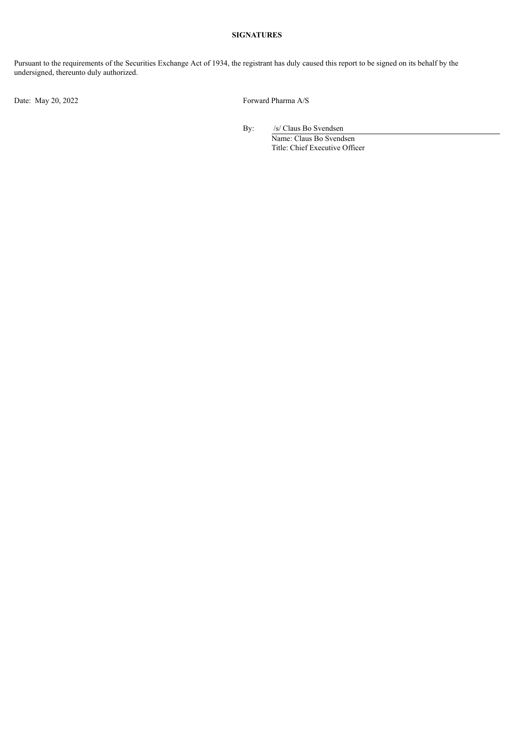**SIGNATURES**

Pursuant to the requirements of the Securities Exchange Act of 1934, the registrant has duly caused this report to be signed on its behalf by the undersigned, thereunto duly authorized.

Date: May 20, 2022

Forward Pharma A/S

By: /s/ Claus Bo Svendsen
Name: Claus Bo Svendsen
Title: Chief Executive Officer